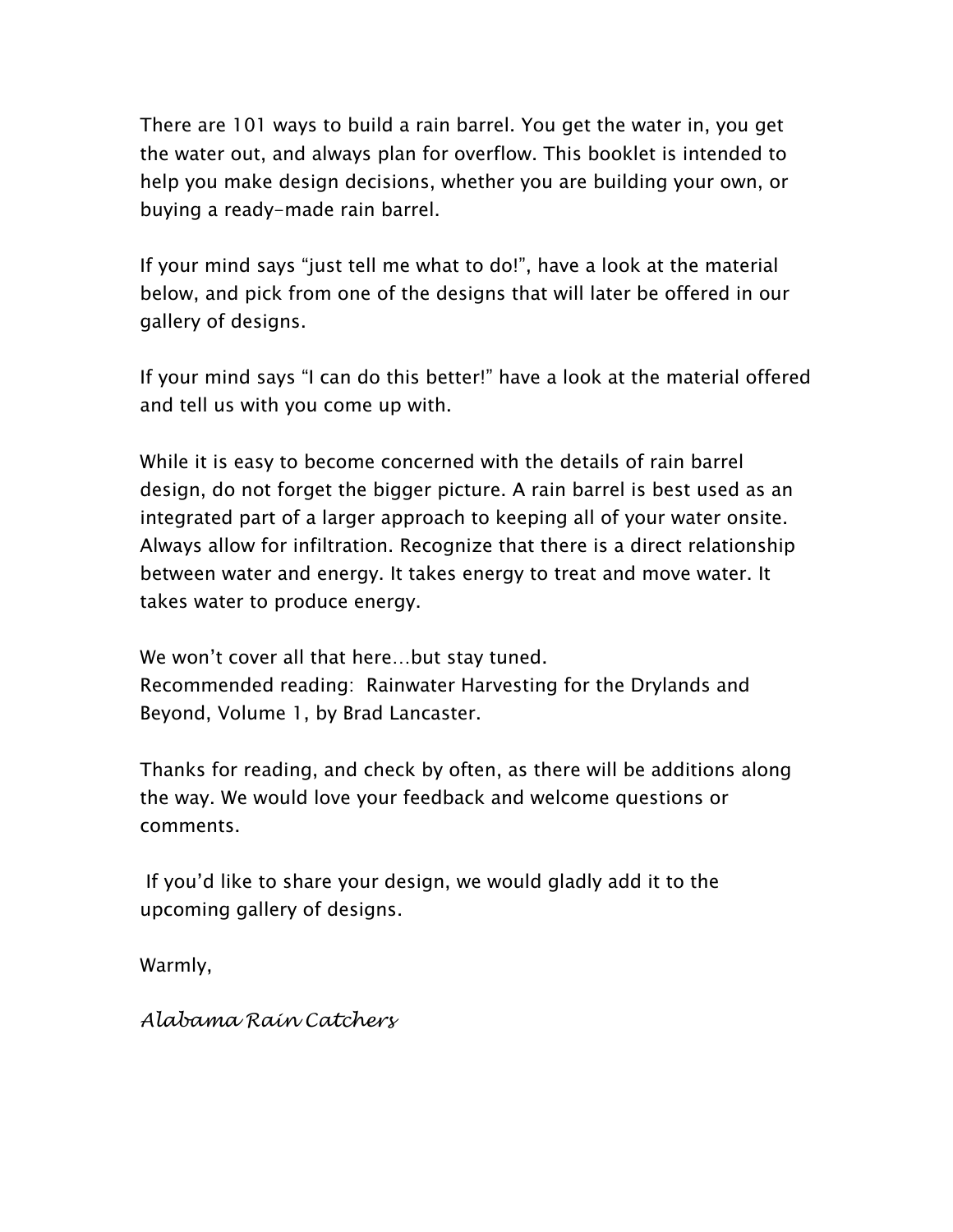There are 101 ways to build a rain barrel. You get the water in, you get the water out, and always plan for overflow. This booklet is intended to help you make design decisions, whether you are building your own, or buying a ready-made rain barrel.

If your mind says "just tell me what to do!", have a look at the material below, and pick from one of the designs that will later be offered in our gallery of designs.

If your mind says "I can do this better!" have a look at the material offered and tell us with you come up with.

While it is easy to become concerned with the details of rain barrel design, do not forget the bigger picture. A rain barrel is best used as an integrated part of a larger approach to keeping all of your water onsite. Always allow for infiltration. Recognize that there is a direct relationship between water and energy. It takes energy to treat and move water. It takes water to produce energy.

We won't cover all that here…but stay tuned.
Recommended reading: Rainwater Harvesting for the Drylands and Beyond, Volume 1, by Brad Lancaster.

Thanks for reading, and check by often, as there will be additions along the way. We would love your feedback and welcome questions or comments.

If you'd like to share your design, we would gladly add it to the upcoming gallery of designs.

Warmly,

*Alabama Rain Catchers*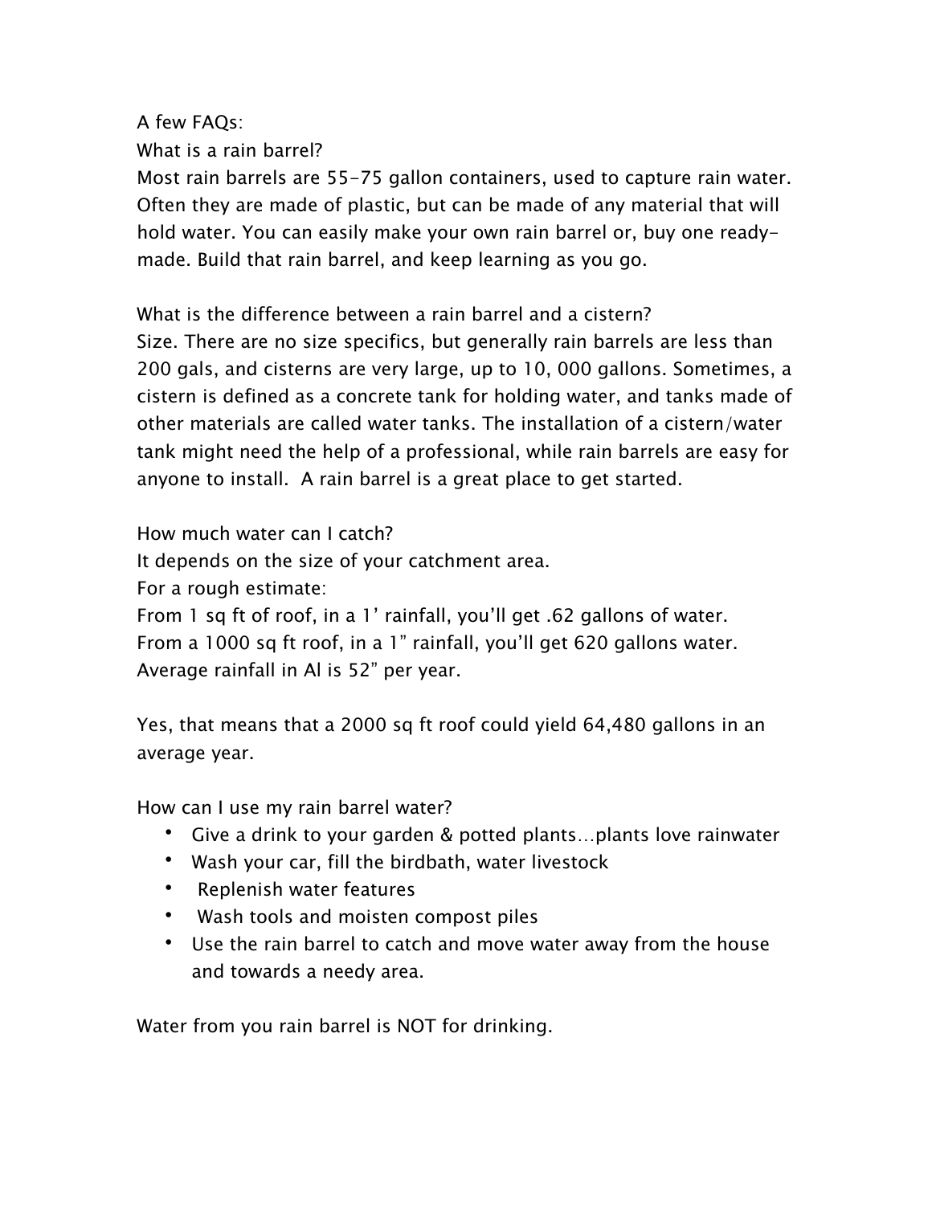A few FAQs:

What is a rain barrel?

Most rain barrels are 55-75 gallon containers, used to capture rain water. Often they are made of plastic, but can be made of any material that will hold water. You can easily make your own rain barrel or, buy one ready-made. Build that rain barrel, and keep learning as you go.

What is the difference between a rain barrel and a cistern?

Size. There are no size specifics, but generally rain barrels are less than 200 gals, and cisterns are very large, up to 10, 000 gallons. Sometimes, a cistern is defined as a concrete tank for holding water, and tanks made of other materials are called water tanks. The installation of a cistern/water tank might need the help of a professional, while rain barrels are easy for anyone to install. A rain barrel is a great place to get started.

How much water can I catch?

It depends on the size of your catchment area.

For a rough estimate:

From 1 sq ft of roof, in a 1' rainfall, you'll get .62 gallons of water.

From a 1000 sq ft roof, in a 1" rainfall, you'll get 620 gallons water.

Average rainfall in Al is 52" per year.

Yes, that means that a 2000 sq ft roof could yield 64,480 gallons in an average year.

How can I use my rain barrel water?

- Give a drink to your garden & potted plants…plants love rainwater
- Wash your car, fill the birdbath, water livestock
- Replenish water features
- Wash tools and moisten compost piles
- Use the rain barrel to catch and move water away from the house and towards a needy area.

Water from you rain barrel is NOT for drinking.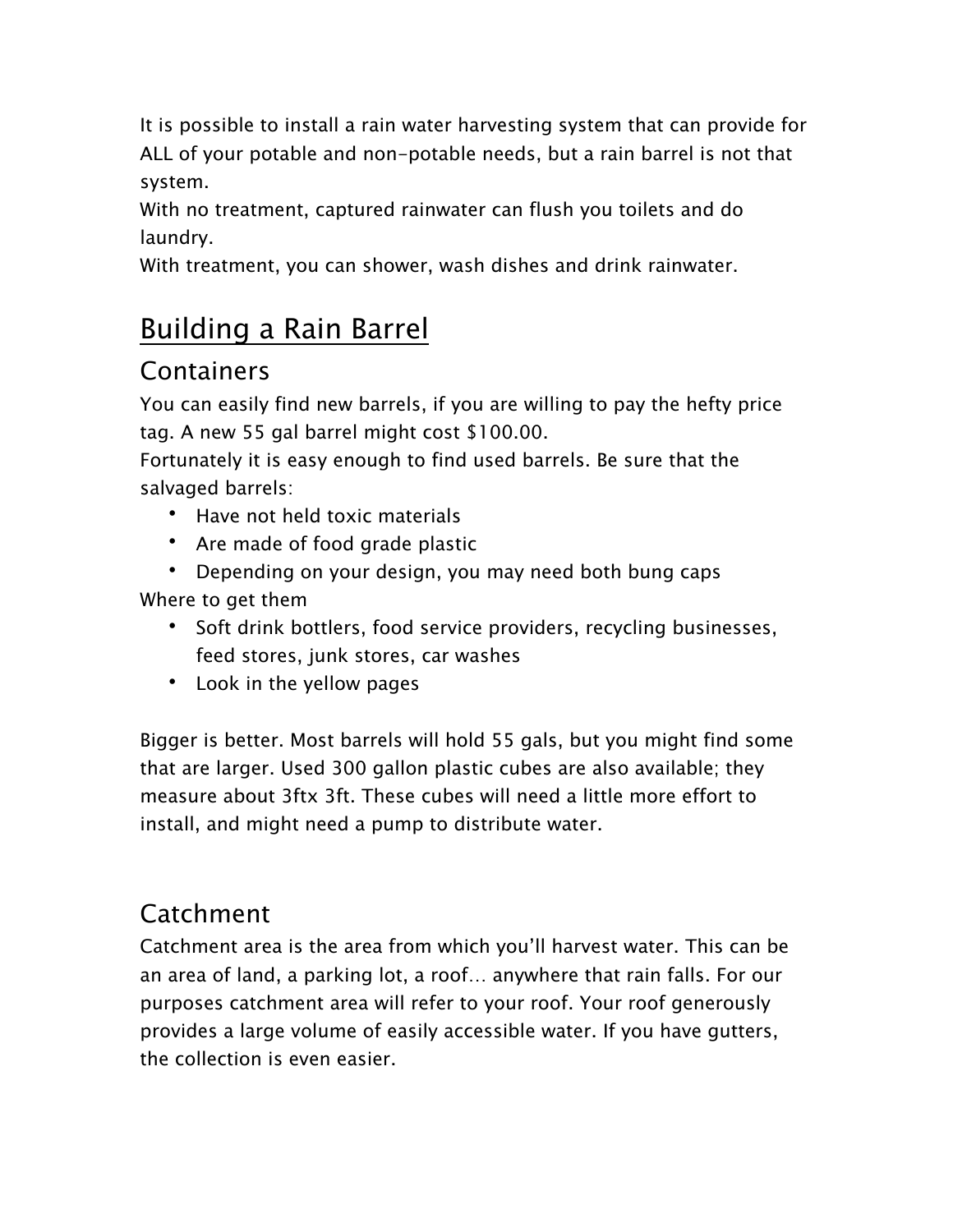It is possible to install a rain water harvesting system that can provide for ALL of your potable and non-potable needs, but a rain barrel is not that system.

With no treatment, captured rainwater can flush you toilets and do laundry.

With treatment, you can shower, wash dishes and drink rainwater.

# Building a Rain Barrel

## Containers

You can easily find new barrels, if you are willing to pay the hefty price tag. A new 55 gal barrel might cost $100.00.

Fortunately it is easy enough to find used barrels. Be sure that the salvaged barrels:

- Have not held toxic materials
- Are made of food grade plastic
- Depending on your design, you may need both bung caps

Where to get them

- Soft drink bottlers, food service providers, recycling businesses, feed stores, junk stores, car washes
- Look in the yellow pages

Bigger is better. Most barrels will hold 55 gals, but you might find some that are larger. Used 300 gallon plastic cubes are also available; they measure about 3ftx 3ft. These cubes will need a little more effort to install, and might need a pump to distribute water.

## Catchment

Catchment area is the area from which you'll harvest water. This can be an area of land, a parking lot, a roof… anywhere that rain falls. For our purposes catchment area will refer to your roof. Your roof generously provides a large volume of easily accessible water. If you have gutters, the collection is even easier.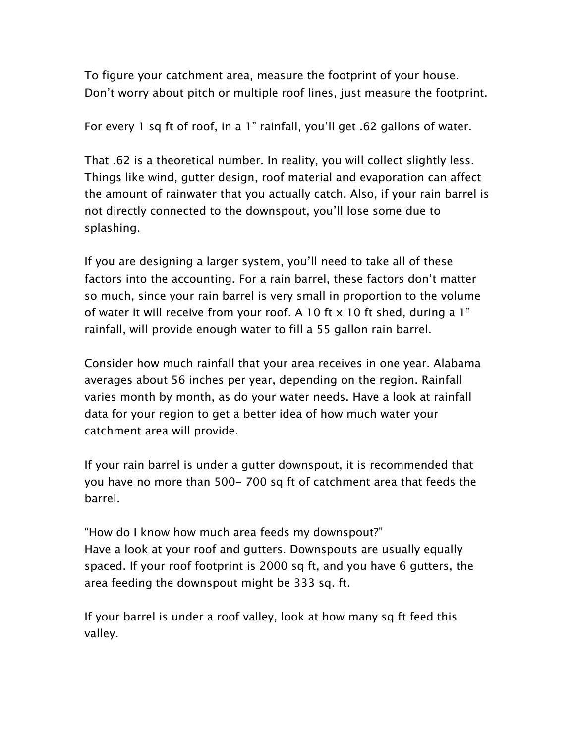To figure your catchment area, measure the footprint of your house. Don't worry about pitch or multiple roof lines, just measure the footprint.

For every 1 sq ft of roof, in a 1" rainfall, you'll get .62 gallons of water.

That .62 is a theoretical number. In reality, you will collect slightly less. Things like wind, gutter design, roof material and evaporation can affect the amount of rainwater that you actually catch. Also, if your rain barrel is not directly connected to the downspout, you'll lose some due to splashing.

If you are designing a larger system, you'll need to take all of these factors into the accounting. For a rain barrel, these factors don't matter so much, since your rain barrel is very small in proportion to the volume of water it will receive from your roof. A 10 ft x 10 ft shed, during a 1" rainfall, will provide enough water to fill a 55 gallon rain barrel.

Consider how much rainfall that your area receives in one year. Alabama averages about 56 inches per year, depending on the region. Rainfall varies month by month, as do your water needs. Have a look at rainfall data for your region to get a better idea of how much water your catchment area will provide.

If your rain barrel is under a gutter downspout, it is recommended that you have no more than 500- 700 sq ft of catchment area that feeds the barrel.

"How do I know how much area feeds my downspout?"
Have a look at your roof and gutters. Downspouts are usually equally spaced. If your roof footprint is 2000 sq ft, and you have 6 gutters, the area feeding the downspout might be 333 sq. ft.

If your barrel is under a roof valley, look at how many sq ft feed this valley.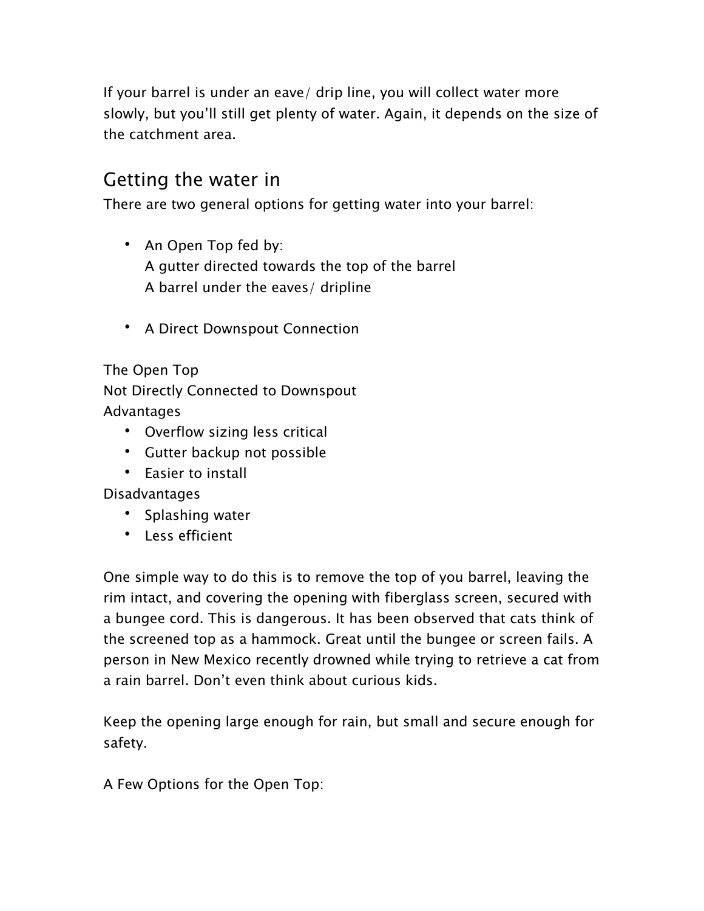If your barrel is under an eave/ drip line, you will collect water more slowly, but you'll still get plenty of water. Again, it depends on the size of the catchment area.

## Getting the water in

There are two general options for getting water into your barrel:

- An Open Top fed by:
  A gutter directed towards the top of the barrel
  A barrel under the eaves/ dripline

- A Direct Downspout Connection

The Open Top
Not Directly Connected to Downspout
Advantages
- Overflow sizing less critical
- Gutter backup not possible
- Easier to install

Disadvantages
- Splashing water
- Less efficient

One simple way to do this is to remove the top of you barrel, leaving the rim intact, and covering the opening with fiberglass screen, secured with a bungee cord. This is dangerous. It has been observed that cats think of the screened top as a hammock. Great until the bungee or screen fails. A person in New Mexico recently drowned while trying to retrieve a cat from a rain barrel. Don't even think about curious kids.

Keep the opening large enough for rain, but small and secure enough for safety.

A Few Options for the Open Top: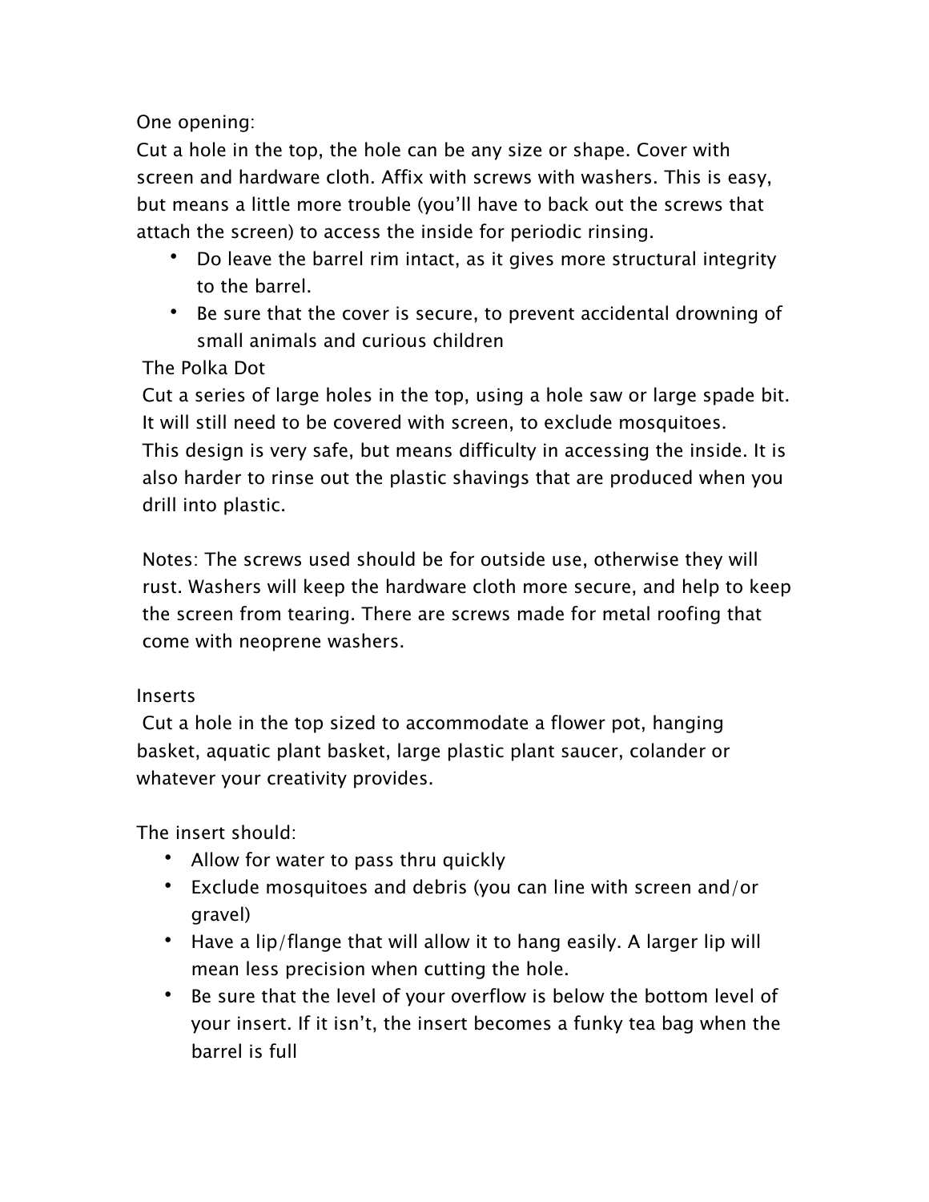One opening:

Cut a hole in the top, the hole can be any size or shape. Cover with screen and hardware cloth. Affix with screws with washers. This is easy, but means a little more trouble (you'll have to back out the screws that attach the screen) to access the inside for periodic rinsing.

- Do leave the barrel rim intact, as it gives more structural integrity to the barrel.
- Be sure that the cover is secure, to prevent accidental drowning of small animals and curious children

The Polka Dot

Cut a series of large holes in the top, using a hole saw or large spade bit. It will still need to be covered with screen, to exclude mosquitoes. This design is very safe, but means difficulty in accessing the inside. It is also harder to rinse out the plastic shavings that are produced when you drill into plastic.

Notes: The screws used should be for outside use, otherwise they will rust. Washers will keep the hardware cloth more secure, and help to keep the screen from tearing. There are screws made for metal roofing that come with neoprene washers.

Inserts

Cut a hole in the top sized to accommodate a flower pot, hanging basket, aquatic plant basket, large plastic plant saucer, colander or whatever your creativity provides.

The insert should:

- Allow for water to pass thru quickly
- Exclude mosquitoes and debris (you can line with screen and/or gravel)
- Have a lip/flange that will allow it to hang easily. A larger lip will mean less precision when cutting the hole.
- Be sure that the level of your overflow is below the bottom level of your insert. If it isn't, the insert becomes a funky tea bag when the barrel is full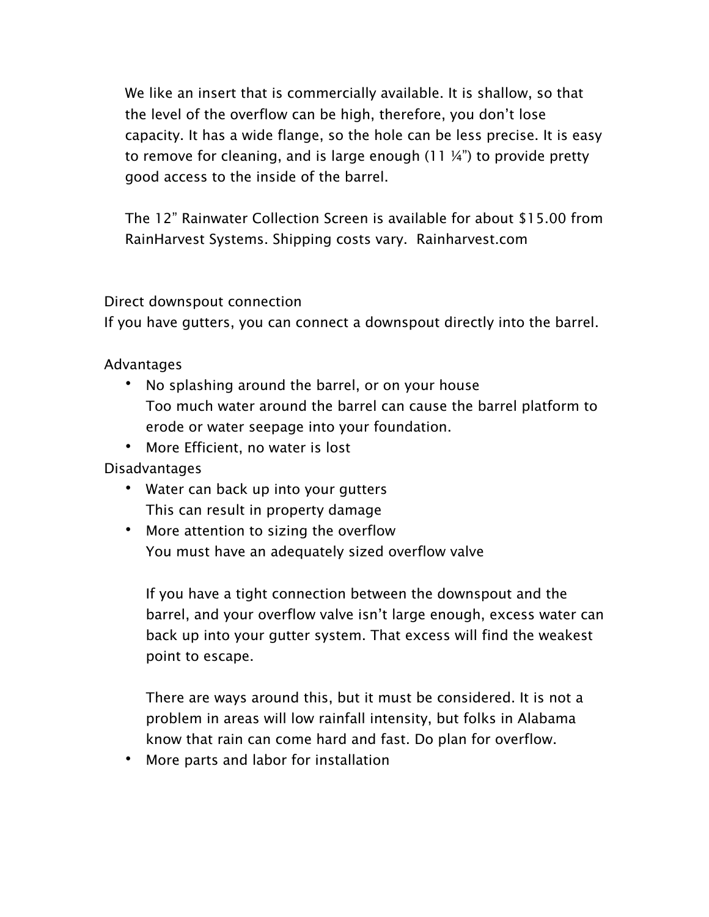We like an insert that is commercially available. It is shallow, so that the level of the overflow can be high, therefore, you don't lose capacity. It has a wide flange, so the hole can be less precise. It is easy to remove for cleaning, and is large enough (11 ¼") to provide pretty good access to the inside of the barrel.

The 12" Rainwater Collection Screen is available for about $15.00 from RainHarvest Systems. Shipping costs vary. Rainharvest.com

## Direct downspout connection

If you have gutters, you can connect a downspout directly into the barrel.

### Advantages

- No splashing around the barrel, or on your house
  Too much water around the barrel can cause the barrel platform to erode or water seepage into your foundation.
- More Efficient, no water is lost

### Disadvantages

- Water can back up into your gutters
  This can result in property damage
- More attention to sizing the overflow
  You must have an adequately sized overflow valve

  If you have a tight connection between the downspout and the barrel, and your overflow valve isn't large enough, excess water can back up into your gutter system. That excess will find the weakest point to escape.

  There are ways around this, but it must be considered. It is not a problem in areas will low rainfall intensity, but folks in Alabama know that rain can come hard and fast. Do plan for overflow.
- More parts and labor for installation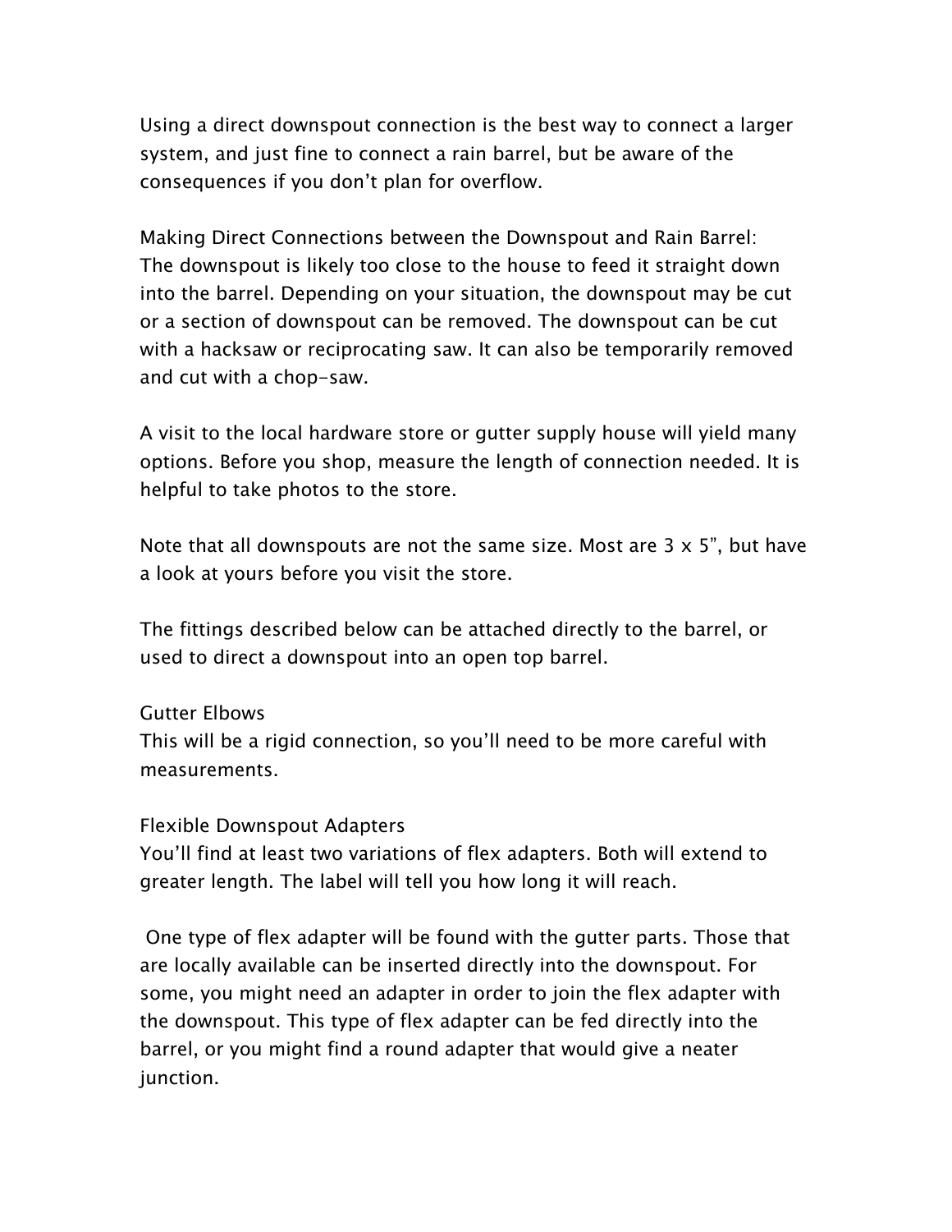Using a direct downspout connection is the best way to connect a larger system, and just fine to connect a rain barrel, but be aware of the consequences if you don't plan for overflow.

Making Direct Connections between the Downspout and Rain Barrel:
The downspout is likely too close to the house to feed it straight down into the barrel. Depending on your situation, the downspout may be cut or a section of downspout can be removed. The downspout can be cut with a hacksaw or reciprocating saw. It can also be temporarily removed and cut with a chop-saw.

A visit to the local hardware store or gutter supply house will yield many options. Before you shop, measure the length of connection needed. It is helpful to take photos to the store.

Note that all downspouts are not the same size. Most are 3 x 5", but have a look at yours before you visit the store.

The fittings described below can be attached directly to the barrel, or used to direct a downspout into an open top barrel.

Gutter Elbows
This will be a rigid connection, so you'll need to be more careful with measurements.

Flexible Downspout Adapters
You'll find at least two variations of flex adapters. Both will extend to greater length. The label will tell you how long it will reach.

One type of flex adapter will be found with the gutter parts. Those that are locally available can be inserted directly into the downspout. For some, you might need an adapter in order to join the flex adapter with the downspout. This type of flex adapter can be fed directly into the barrel, or you might find a round adapter that would give a neater junction.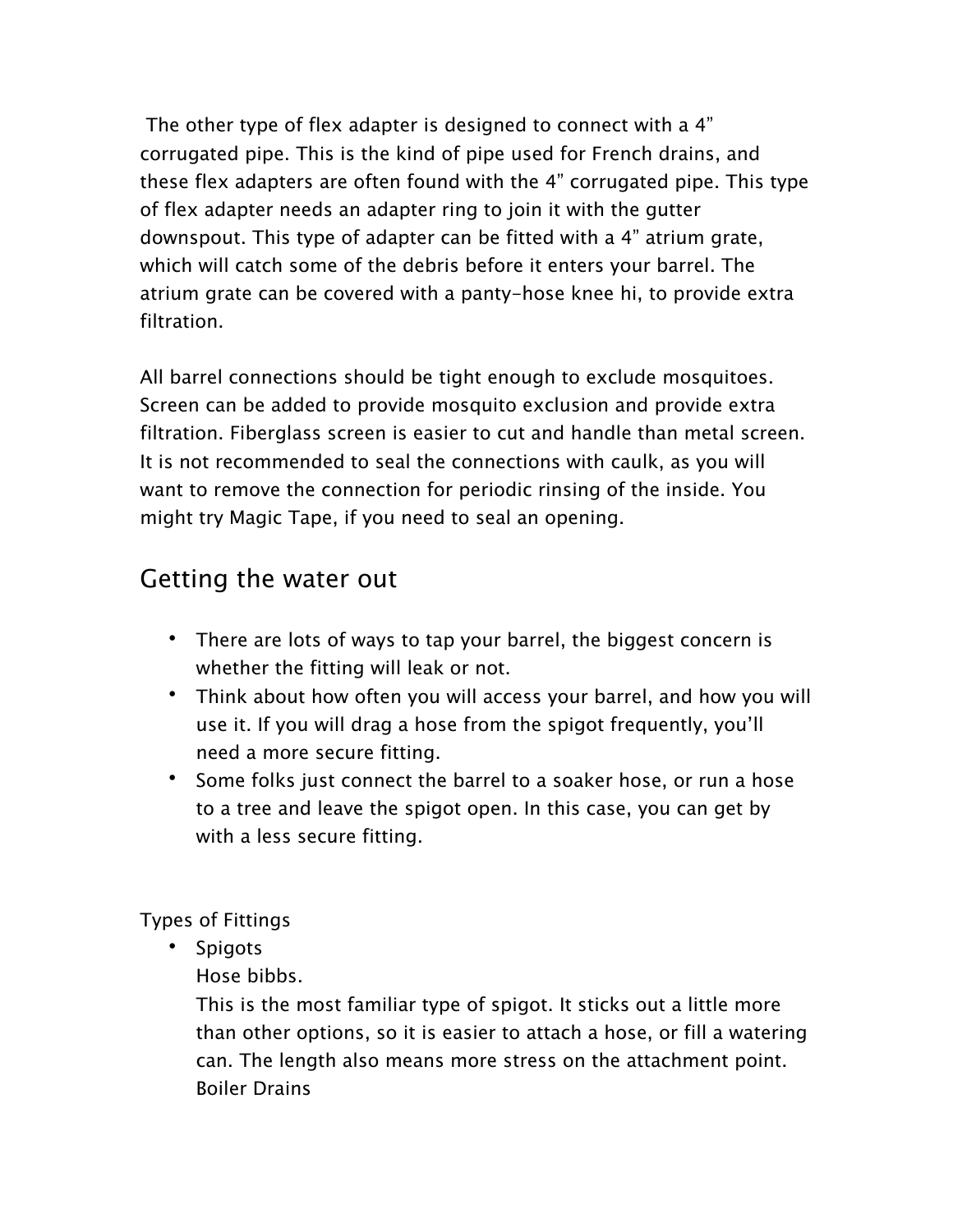The other type of flex adapter is designed to connect with a 4” corrugated pipe. This is the kind of pipe used for French drains, and these flex adapters are often found with the 4” corrugated pipe. This type of flex adapter needs an adapter ring to join it with the gutter downspout. This type of adapter can be fitted with a 4” atrium grate, which will catch some of the debris before it enters your barrel. The atrium grate can be covered with a panty-hose knee hi, to provide extra filtration.

All barrel connections should be tight enough to exclude mosquitoes. Screen can be added to provide mosquito exclusion and provide extra filtration. Fiberglass screen is easier to cut and handle than metal screen. It is not recommended to seal the connections with caulk, as you will want to remove the connection for periodic rinsing of the inside. You might try Magic Tape, if you need to seal an opening.

## Getting the water out

- There are lots of ways to tap your barrel, the biggest concern is whether the fitting will leak or not.
- Think about how often you will access your barrel, and how you will use it. If you will drag a hose from the spigot frequently, you’ll need a more secure fitting.
- Some folks just connect the barrel to a soaker hose, or run a hose to a tree and leave the spigot open. In this case, you can get by with a less secure fitting.

Types of Fittings

- Spigots
  Hose bibbs.
  This is the most familiar type of spigot. It sticks out a little more than other options, so it is easier to attach a hose, or fill a watering can. The length also means more stress on the attachment point.
  Boiler Drains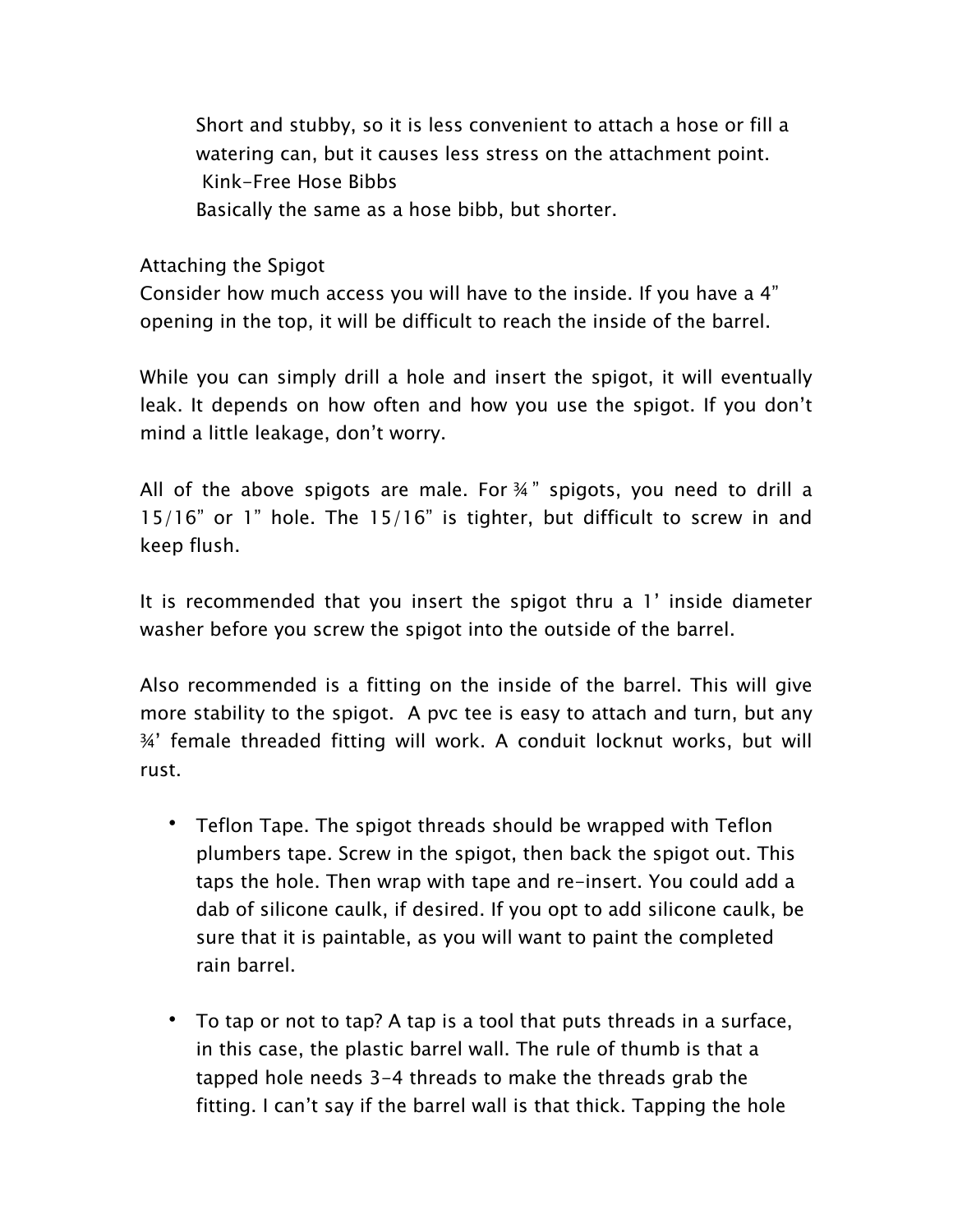Short and stubby, so it is less convenient to attach a hose or fill a watering can, but it causes less stress on the attachment point.

Kink-Free Hose Bibbs

Basically the same as a hose bibb, but shorter.

Attaching the Spigot

Consider how much access you will have to the inside. If you have a 4" opening in the top, it will be difficult to reach the inside of the barrel.

While you can simply drill a hole and insert the spigot, it will eventually leak. It depends on how often and how you use the spigot. If you don't mind a little leakage, don't worry.

All of the above spigots are male. For ¾" spigots, you need to drill a 15/16" or 1" hole. The 15/16" is tighter, but difficult to screw in and keep flush.

It is recommended that you insert the spigot thru a 1' inside diameter washer before you screw the spigot into the outside of the barrel.

Also recommended is a fitting on the inside of the barrel. This will give more stability to the spigot. A pvc tee is easy to attach and turn, but any ¾' female threaded fitting will work. A conduit locknut works, but will rust.

- Teflon Tape. The spigot threads should be wrapped with Teflon plumbers tape. Screw in the spigot, then back the spigot out. This taps the hole. Then wrap with tape and re-insert. You could add a dab of silicone caulk, if desired. If you opt to add silicone caulk, be sure that it is paintable, as you will want to paint the completed rain barrel.

- To tap or not to tap? A tap is a tool that puts threads in a surface, in this case, the plastic barrel wall. The rule of thumb is that a tapped hole needs 3-4 threads to make the threads grab the fitting. I can't say if the barrel wall is that thick. Tapping the hole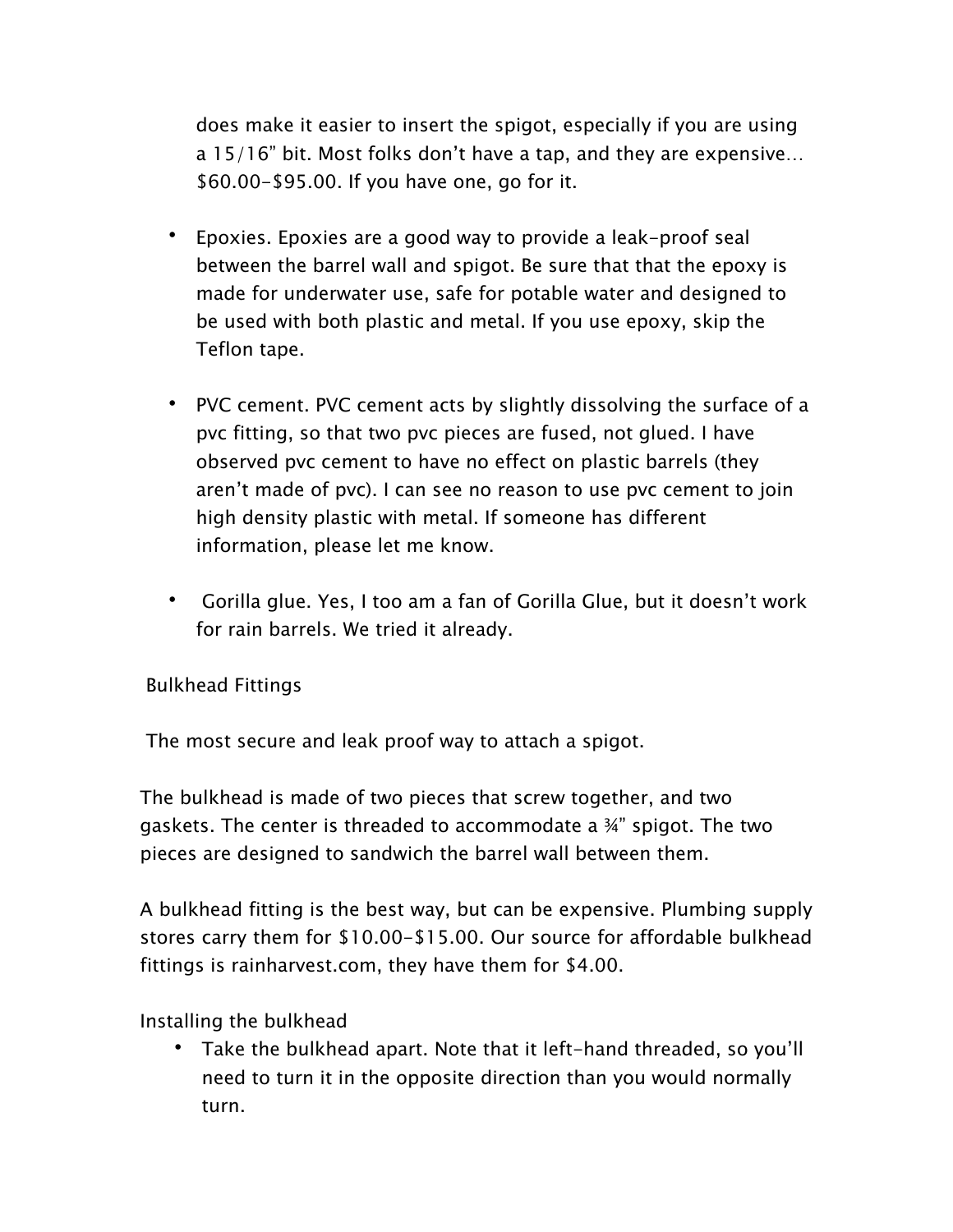does make it easier to insert the spigot, especially if you are using a 15/16" bit. Most folks don't have a tap, and they are expensive… $60.00-$95.00. If you have one, go for it.

- Epoxies. Epoxies are a good way to provide a leak-proof seal between the barrel wall and spigot. Be sure that that the epoxy is made for underwater use, safe for potable water and designed to be used with both plastic and metal. If you use epoxy, skip the Teflon tape.

- PVC cement. PVC cement acts by slightly dissolving the surface of a pvc fitting, so that two pvc pieces are fused, not glued. I have observed pvc cement to have no effect on plastic barrels (they aren't made of pvc). I can see no reason to use pvc cement to join high density plastic with metal. If someone has different information, please let me know.

- Gorilla glue. Yes, I too am a fan of Gorilla Glue, but it doesn't work for rain barrels. We tried it already.

## Bulkhead Fittings

The most secure and leak proof way to attach a spigot.

The bulkhead is made of two pieces that screw together, and two gaskets. The center is threaded to accommodate a ¾" spigot. The two pieces are designed to sandwich the barrel wall between them.

A bulkhead fitting is the best way, but can be expensive. Plumbing supply stores carry them for $10.00-$15.00. Our source for affordable bulkhead fittings is rainharvest.com, they have them for $4.00.

### Installing the bulkhead

- Take the bulkhead apart. Note that it left-hand threaded, so you'll need to turn it in the opposite direction than you would normally turn.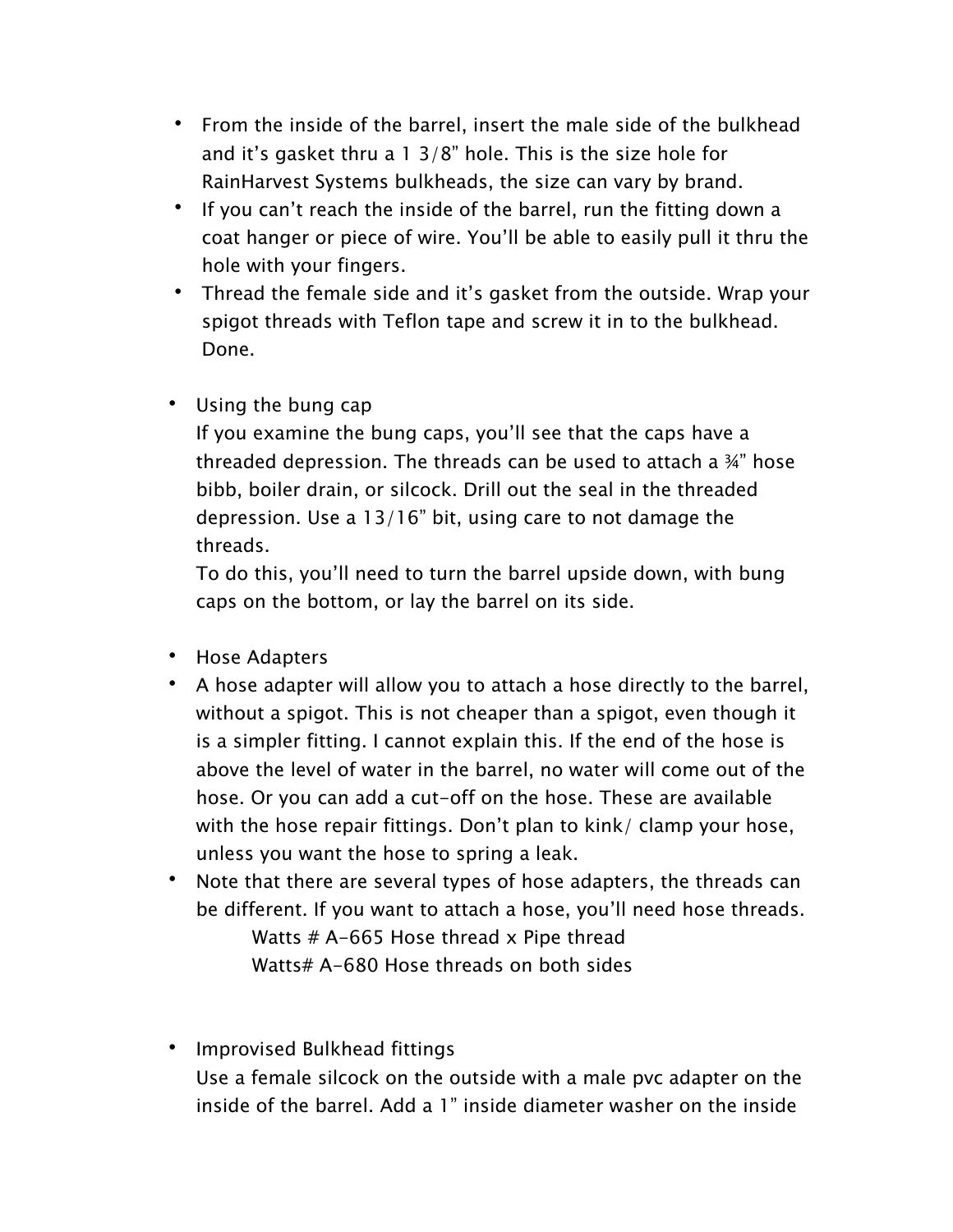- From the inside of the barrel, insert the male side of the bulkhead and it's gasket thru a 1 3/8" hole. This is the size hole for RainHarvest Systems bulkheads, the size can vary by brand.
- If you can't reach the inside of the barrel, run the fitting down a coat hanger or piece of wire. You'll be able to easily pull it thru the hole with your fingers.
- Thread the female side and it's gasket from the outside. Wrap your spigot threads with Teflon tape and screw it in to the bulkhead. Done.

- Using the bung cap

  If you examine the bung caps, you'll see that the caps have a threaded depression. The threads can be used to attach a ¾" hose bibb, boiler drain, or silcock. Drill out the seal in the threaded depression. Use a 13/16" bit, using care to not damage the threads.

  To do this, you'll need to turn the barrel upside down, with bung caps on the bottom, or lay the barrel on its side.

- Hose Adapters
- A hose adapter will allow you to attach a hose directly to the barrel, without a spigot. This is not cheaper than a spigot, even though it is a simpler fitting. I cannot explain this. If the end of the hose is above the level of water in the barrel, no water will come out of the hose. Or you can add a cut-off on the hose. These are available with the hose repair fittings. Don't plan to kink/ clamp your hose, unless you want the hose to spring a leak.
- Note that there are several types of hose adapters, the threads can be different. If you want to attach a hose, you'll need hose threads.

  Watts # A-665 Hose thread x Pipe thread

  Watts# A-680 Hose threads on both sides

- Improvised Bulkhead fittings

  Use a female silcock on the outside with a male pvc adapter on the inside of the barrel. Add a 1" inside diameter washer on the inside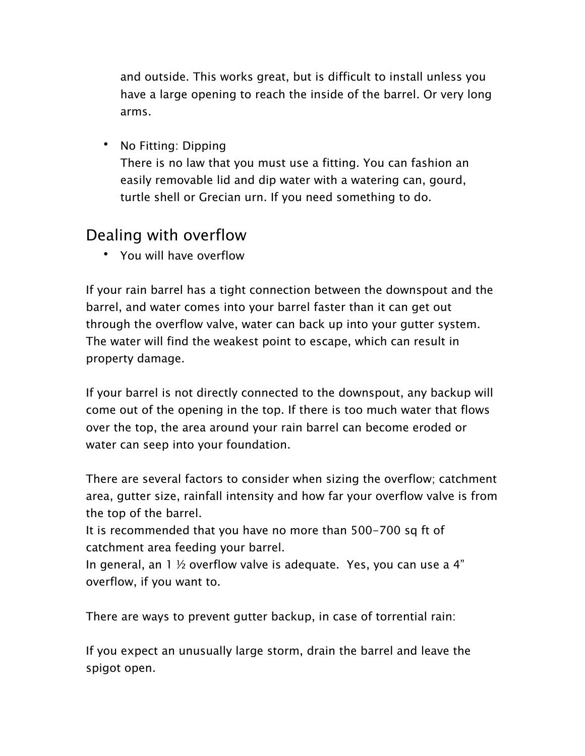and outside. This works great, but is difficult to install unless you have a large opening to reach the inside of the barrel. Or very long arms.

- No Fitting: Dipping
  There is no law that you must use a fitting. You can fashion an easily removable lid and dip water with a watering can, gourd, turtle shell or Grecian urn. If you need something to do.

## Dealing with overflow

- You will have overflow

If your rain barrel has a tight connection between the downspout and the barrel, and water comes into your barrel faster than it can get out through the overflow valve, water can back up into your gutter system. The water will find the weakest point to escape, which can result in property damage.

If your barrel is not directly connected to the downspout, any backup will come out of the opening in the top. If there is too much water that flows over the top, the area around your rain barrel can become eroded or water can seep into your foundation.

There are several factors to consider when sizing the overflow; catchment area, gutter size, rainfall intensity and how far your overflow valve is from the top of the barrel.
It is recommended that you have no more than 500-700 sq ft of catchment area feeding your barrel.
In general, an 1 ½ overflow valve is adequate. Yes, you can use a 4" overflow, if you want to.

There are ways to prevent gutter backup, in case of torrential rain:

If you expect an unusually large storm, drain the barrel and leave the spigot open.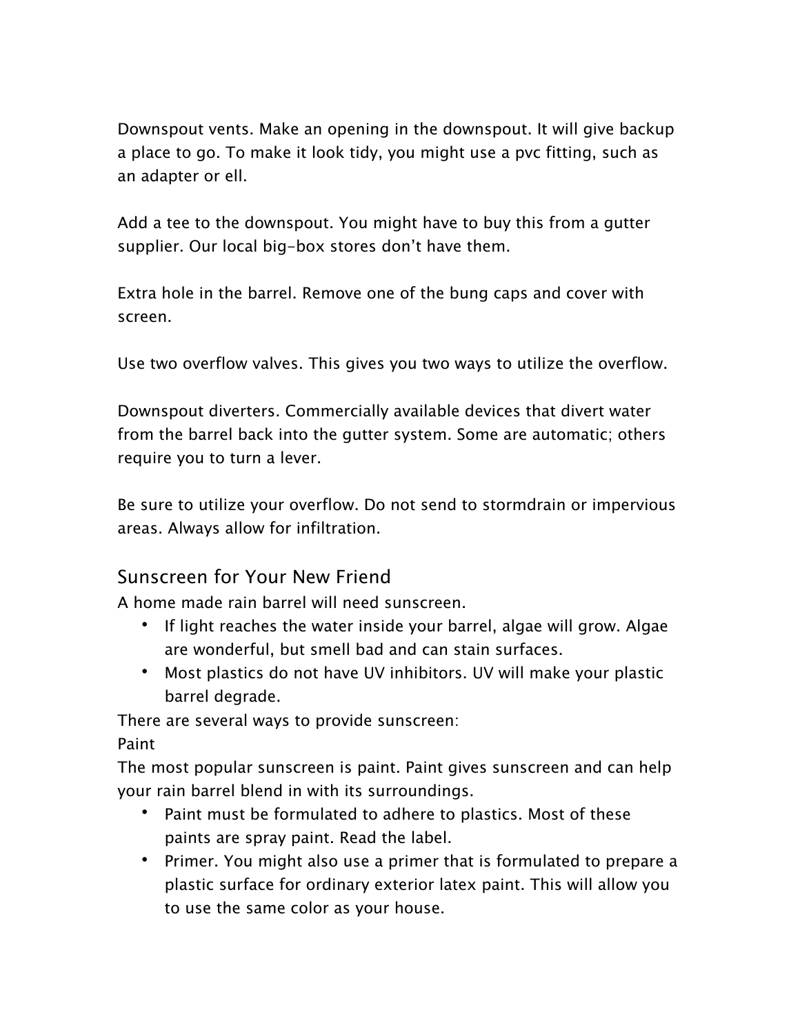Downspout vents. Make an opening in the downspout. It will give backup a place to go. To make it look tidy, you might use a pvc fitting, such as an adapter or ell.

Add a tee to the downspout. You might have to buy this from a gutter supplier. Our local big-box stores don't have them.

Extra hole in the barrel. Remove one of the bung caps and cover with screen.

Use two overflow valves. This gives you two ways to utilize the overflow.

Downspout diverters. Commercially available devices that divert water from the barrel back into the gutter system. Some are automatic; others require you to turn a lever.

Be sure to utilize your overflow. Do not send to stormdrain or impervious areas. Always allow for infiltration.

## Sunscreen for Your New Friend

A home made rain barrel will need sunscreen.

- If light reaches the water inside your barrel, algae will grow. Algae are wonderful, but smell bad and can stain surfaces.
- Most plastics do not have UV inhibitors. UV will make your plastic barrel degrade.

There are several ways to provide sunscreen:

Paint

The most popular sunscreen is paint. Paint gives sunscreen and can help your rain barrel blend in with its surroundings.

- Paint must be formulated to adhere to plastics. Most of these paints are spray paint. Read the label.
- Primer. You might also use a primer that is formulated to prepare a plastic surface for ordinary exterior latex paint. This will allow you to use the same color as your house.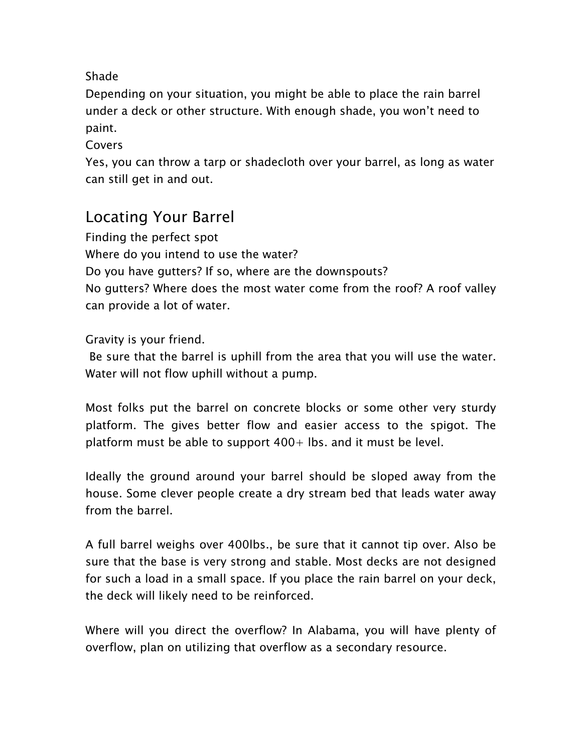Shade

Depending on your situation, you might be able to place the rain barrel under a deck or other structure. With enough shade, you won't need to paint.

Covers

Yes, you can throw a tarp or shadecloth over your barrel, as long as water can still get in and out.

## Locating Your Barrel

Finding the perfect spot

Where do you intend to use the water?

Do you have gutters? If so, where are the downspouts?

No gutters? Where does the most water come from the roof? A roof valley can provide a lot of water.

Gravity is your friend.

Be sure that the barrel is uphill from the area that you will use the water. Water will not flow uphill without a pump.

Most folks put the barrel on concrete blocks or some other very sturdy platform. The gives better flow and easier access to the spigot. The platform must be able to support 400+ lbs. and it must be level.

Ideally the ground around your barrel should be sloped away from the house. Some clever people create a dry stream bed that leads water away from the barrel.

A full barrel weighs over 400lbs., be sure that it cannot tip over. Also be sure that the base is very strong and stable. Most decks are not designed for such a load in a small space. If you place the rain barrel on your deck, the deck will likely need to be reinforced.

Where will you direct the overflow? In Alabama, you will have plenty of overflow, plan on utilizing that overflow as a secondary resource.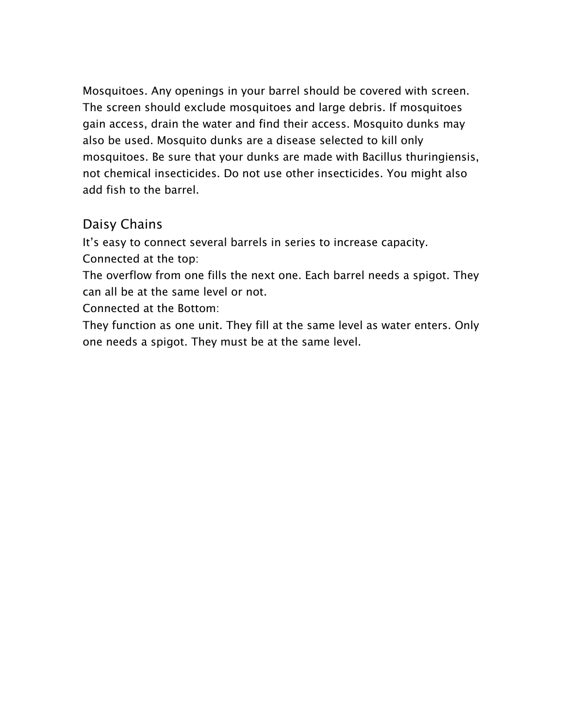Mosquitoes. Any openings in your barrel should be covered with screen. The screen should exclude mosquitoes and large debris. If mosquitoes gain access, drain the water and find their access. Mosquito dunks may also be used. Mosquito dunks are a disease selected to kill only mosquitoes. Be sure that your dunks are made with Bacillus thuringiensis, not chemical insecticides. Do not use other insecticides. You might also add fish to the barrel.

## Daisy Chains

It's easy to connect several barrels in series to increase capacity.

Connected at the top:

The overflow from one fills the next one. Each barrel needs a spigot. They can all be at the same level or not.

Connected at the Bottom:

They function as one unit. They fill at the same level as water enters. Only one needs a spigot. They must be at the same level.